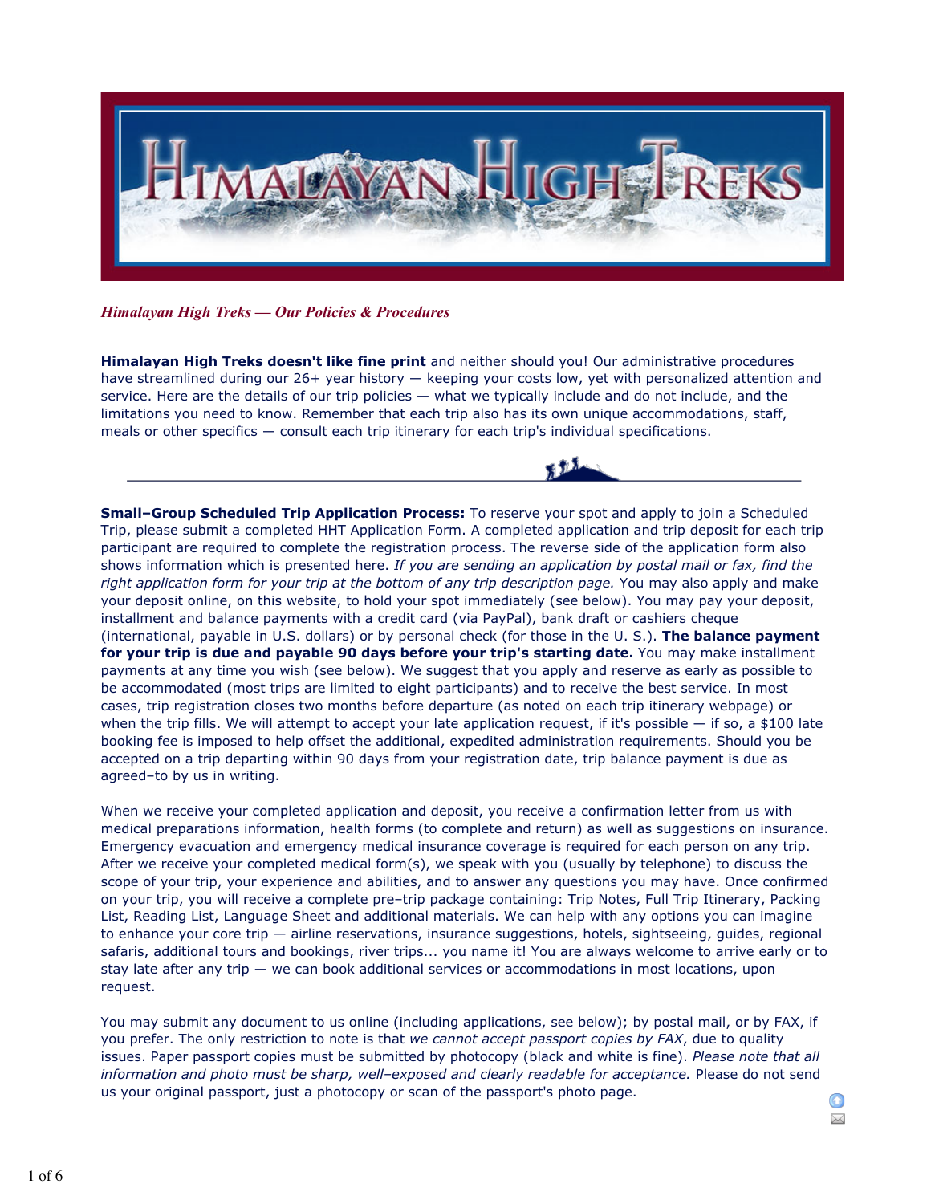# Himalayan High Treks

*Himalayan High Treks — Our Policies & Procedures*

**Himalayan High Treks doesn't like fine print** and neither should you! Our administrative procedures have streamlined during our 26+ year history — keeping your costs low, yet with personalized attention and service. Here are the details of our trip policies — what we typically include and do not include, and the limitations you need to know. Remember that each trip also has its own unique accommodations, staff, meals or other specifics — consult each trip itinerary for each trip's individual specifications.

---

**Small–Group Scheduled Trip Application Process:** To reserve your spot and apply to join a Scheduled Trip, please submit a completed HHT Application Form. A completed application and trip deposit for each trip participant are required to complete the registration process. The reverse side of the application form also shows information which is presented here. *If you are sending an application by postal mail or fax, find the right application form for your trip at the bottom of any trip description page.* You may also apply and make your deposit online, on this website, to hold your spot immediately (see below). You may pay your deposit, installment and balance payments with a credit card (via PayPal), bank draft or cashiers cheque (international, payable in U.S. dollars) or by personal check (for those in the U. S.). **The balance payment for your trip is due and payable 90 days before your trip's starting date.** You may make installment payments at any time you wish (see below). We suggest that you apply and reserve as early as possible to be accommodated (most trips are limited to eight participants) and to receive the best service. In most cases, trip registration closes two months before departure (as noted on each trip itinerary webpage) or when the trip fills. We will attempt to accept your late application request, if it's possible — if so, a $100 late booking fee is imposed to help offset the additional, expedited administration requirements. Should you be accepted on a trip departing within 90 days from your registration date, trip balance payment is due as agreed–to by us in writing.

When we receive your completed application and deposit, you receive a confirmation letter from us with medical preparations information, health forms (to complete and return) as well as suggestions on insurance. Emergency evacuation and emergency medical insurance coverage is required for each person on any trip. After we receive your completed medical form(s), we speak with you (usually by telephone) to discuss the scope of your trip, your experience and abilities, and to answer any questions you may have. Once confirmed on your trip, you will receive a complete pre–trip package containing: Trip Notes, Full Trip Itinerary, Packing List, Reading List, Language Sheet and additional materials. We can help with any options you can imagine to enhance your core trip — airline reservations, insurance suggestions, hotels, sightseeing, guides, regional safaris, additional tours and bookings, river trips... you name it! You are always welcome to arrive early or to stay late after any trip — we can book additional services or accommodations in most locations, upon request.

You may submit any document to us online (including applications, see below); by postal mail, or by FAX, if you prefer. The only restriction to note is that *we cannot accept passport copies by FAX*, due to quality issues. Paper passport copies must be submitted by photocopy (black and white is fine). *Please note that all information and photo must be sharp, well–exposed and clearly readable for acceptance.* Please do not send us your original passport, just a photocopy or scan of the passport's photo page.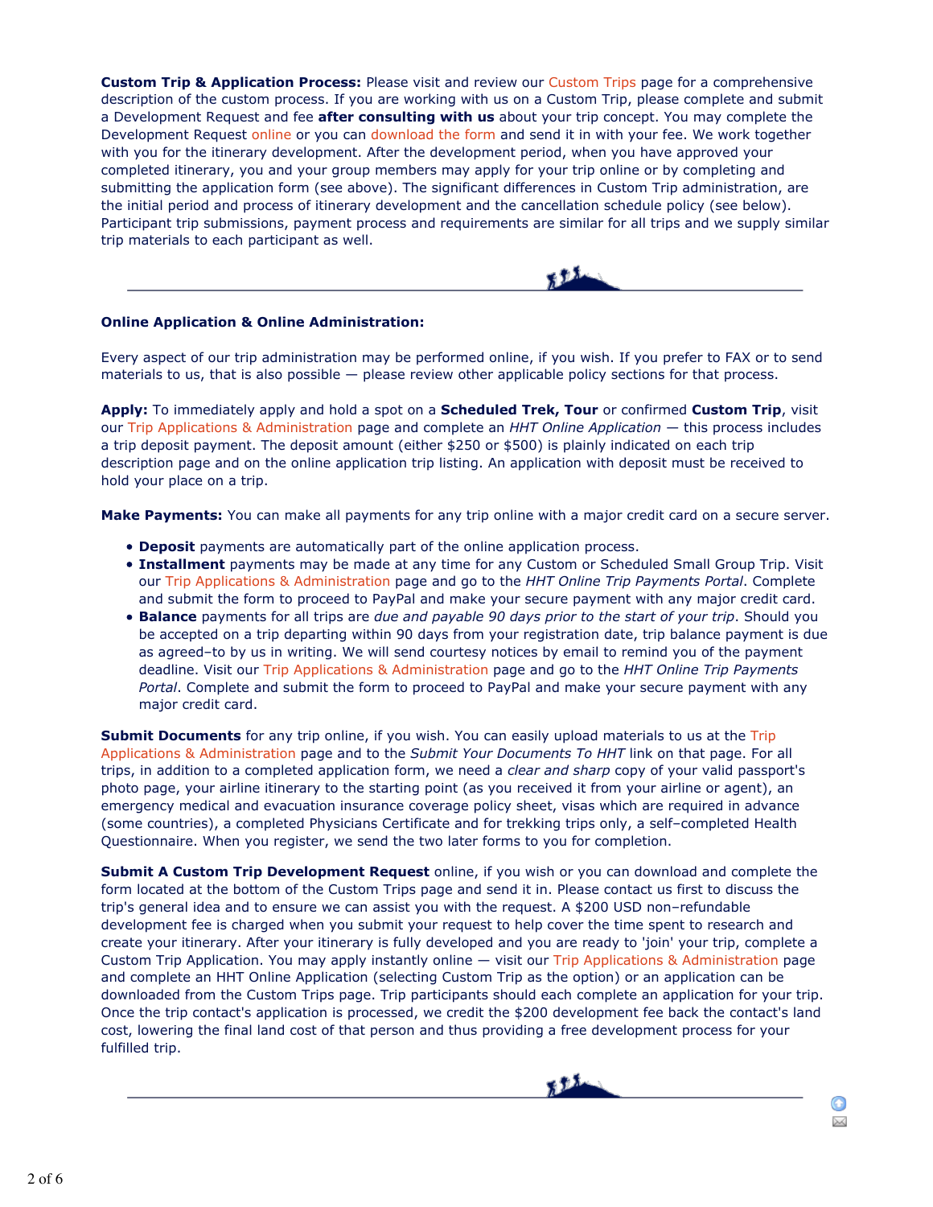**Custom Trip & Application Process:** Please visit and review our Custom Trips page for a comprehensive description of the custom process. If you are working with us on a Custom Trip, please complete and submit a Development Request and fee **after consulting with us** about your trip concept. You may complete the Development Request online or you can download the form and send it in with your fee. We work together with you for the itinerary development. After the development period, when you have approved your completed itinerary, you and your group members may apply for your trip online or by completing and submitting the application form (see above). The significant differences in Custom Trip administration, are the initial period and process of itinerary development and the cancellation schedule policy (see below). Participant trip submissions, payment process and requirements are similar for all trips and we supply similar trip materials to each participant as well.

---

**Online Application & Online Administration:**

Every aspect of our trip administration may be performed online, if you wish. If you prefer to FAX or to send materials to us, that is also possible — please review other applicable policy sections for that process.

**Apply:** To immediately apply and hold a spot on a **Scheduled Trek, Tour** or confirmed **Custom Trip**, visit our Trip Applications & Administration page and complete an *HHT Online Application* — this process includes a trip deposit payment. The deposit amount (either $250 or $500) is plainly indicated on each trip description page and on the online application trip listing. An application with deposit must be received to hold your place on a trip.

**Make Payments:** You can make all payments for any trip online with a major credit card on a secure server.

- **Deposit** payments are automatically part of the online application process.
- **Installment** payments may be made at any time for any Custom or Scheduled Small Group Trip. Visit our Trip Applications & Administration page and go to the *HHT Online Trip Payments Portal*. Complete and submit the form to proceed to PayPal and make your secure payment with any major credit card.
- **Balance** payments for all trips are *due and payable 90 days prior to the start of your trip*. Should you be accepted on a trip departing within 90 days from your registration date, trip balance payment is due as agreed–to by us in writing. We will send courtesy notices by email to remind you of the payment deadline. Visit our Trip Applications & Administration page and go to the *HHT Online Trip Payments Portal*. Complete and submit the form to proceed to PayPal and make your secure payment with any major credit card.

**Submit Documents** for any trip online, if you wish. You can easily upload materials to us at the Trip Applications & Administration page and to the *Submit Your Documents To HHT* link on that page. For all trips, in addition to a completed application form, we need a *clear and sharp* copy of your valid passport's photo page, your airline itinerary to the starting point (as you received it from your airline or agent), an emergency medical and evacuation insurance coverage policy sheet, visas which are required in advance (some countries), a completed Physicians Certificate and for trekking trips only, a self–completed Health Questionnaire. When you register, we send the two later forms to you for completion.

**Submit A Custom Trip Development Request** online, if you wish or you can download and complete the form located at the bottom of the Custom Trips page and send it in. Please contact us first to discuss the trip's general idea and to ensure we can assist you with the request. A $200 USD non–refundable development fee is charged when you submit your request to help cover the time spent to research and create your itinerary. After your itinerary is fully developed and you are ready to 'join' your trip, complete a Custom Trip Application. You may apply instantly online — visit our Trip Applications & Administration page and complete an HHT Online Application (selecting Custom Trip as the option) or an application can be downloaded from the Custom Trips page. Trip participants should each complete an application for your trip. Once the trip contact's application is processed, we credit the $200 development fee back the contact's land cost, lowering the final land cost of that person and thus providing a free development process for your fulfilled trip.

---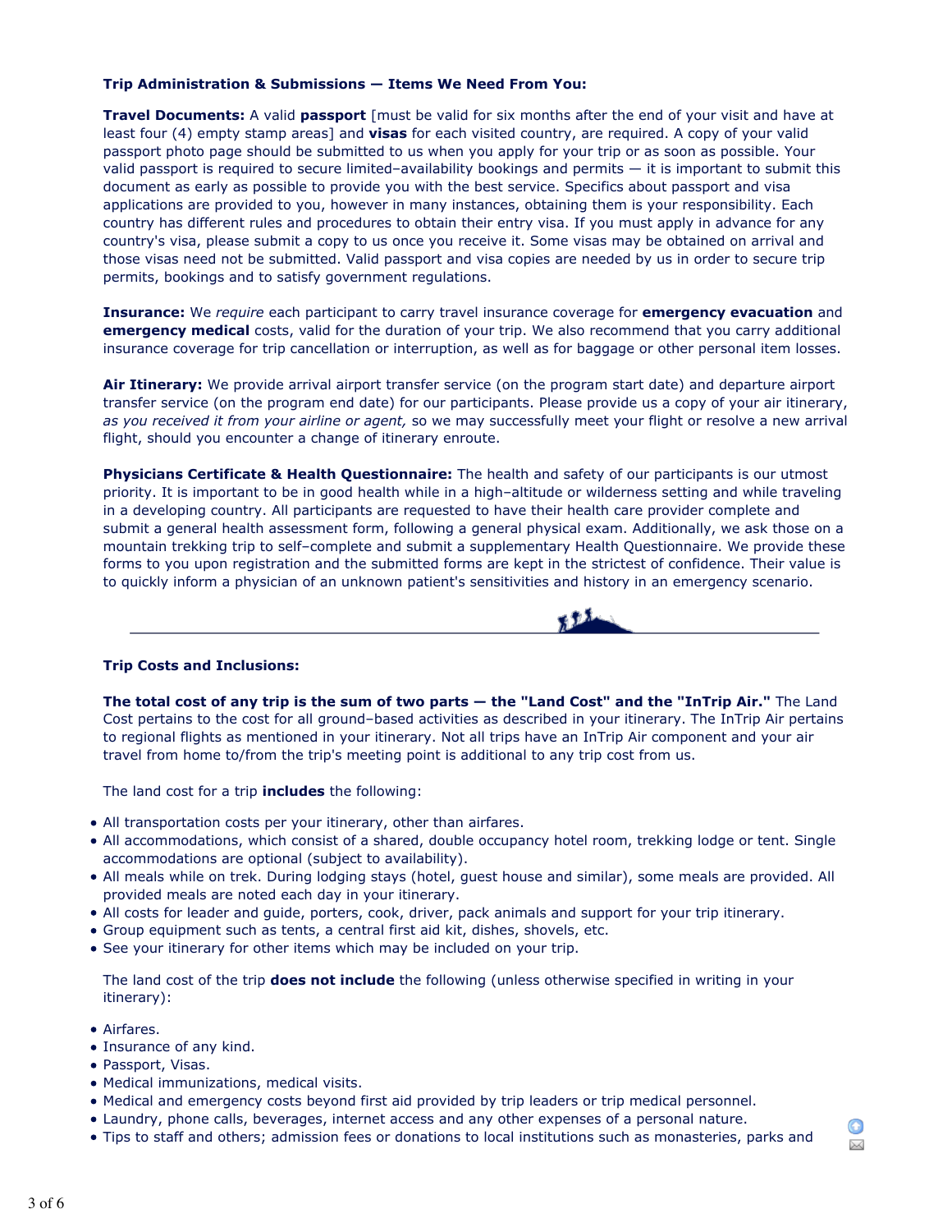**Trip Administration & Submissions — Items We Need From You:**

**Travel Documents:** A valid **passport** [must be valid for six months after the end of your visit and have at least four (4) empty stamp areas] and **visas** for each visited country, are required. A copy of your valid passport photo page should be submitted to us when you apply for your trip or as soon as possible. Your valid passport is required to secure limited–availability bookings and permits — it is important to submit this document as early as possible to provide you with the best service. Specifics about passport and visa applications are provided to you, however in many instances, obtaining them is your responsibility. Each country has different rules and procedures to obtain their entry visa. If you must apply in advance for any country's visa, please submit a copy to us once you receive it. Some visas may be obtained on arrival and those visas need not be submitted. Valid passport and visa copies are needed by us in order to secure trip permits, bookings and to satisfy government regulations.

**Insurance:** We *require* each participant to carry travel insurance coverage for **emergency evacuation** and **emergency medical** costs, valid for the duration of your trip. We also recommend that you carry additional insurance coverage for trip cancellation or interruption, as well as for baggage or other personal item losses.

**Air Itinerary:** We provide arrival airport transfer service (on the program start date) and departure airport transfer service (on the program end date) for our participants. Please provide us a copy of your air itinerary, *as you received it from your airline or agent,* so we may successfully meet your flight or resolve a new arrival flight, should you encounter a change of itinerary enroute.

**Physicians Certificate & Health Questionnaire:** The health and safety of our participants is our utmost priority. It is important to be in good health while in a high–altitude or wilderness setting and while traveling in a developing country. All participants are requested to have their health care provider complete and submit a general health assessment form, following a general physical exam. Additionally, we ask those on a mountain trekking trip to self–complete and submit a supplementary Health Questionnaire. We provide these forms to you upon registration and the submitted forms are kept in the strictest of confidence. Their value is to quickly inform a physician of an unknown patient's sensitivities and history in an emergency scenario.

---

**Trip Costs and Inclusions:**

**The total cost of any trip is the sum of two parts — the "Land Cost" and the "InTrip Air."** The Land Cost pertains to the cost for all ground–based activities as described in your itinerary. The InTrip Air pertains to regional flights as mentioned in your itinerary. Not all trips have an InTrip Air component and your air travel from home to/from the trip's meeting point is additional to any trip cost from us.

The land cost for a trip **includes** the following:

- All transportation costs per your itinerary, other than airfares.
- All accommodations, which consist of a shared, double occupancy hotel room, trekking lodge or tent. Single accommodations are optional (subject to availability).
- All meals while on trek. During lodging stays (hotel, guest house and similar), some meals are provided. All provided meals are noted each day in your itinerary.
- All costs for leader and guide, porters, cook, driver, pack animals and support for your trip itinerary.
- Group equipment such as tents, a central first aid kit, dishes, shovels, etc.
- See your itinerary for other items which may be included on your trip.

The land cost of the trip **does not include** the following (unless otherwise specified in writing in your itinerary):

- Airfares.
- Insurance of any kind.
- Passport, Visas.
- Medical immunizations, medical visits.
- Medical and emergency costs beyond first aid provided by trip leaders or trip medical personnel.
- Laundry, phone calls, beverages, internet access and any other expenses of a personal nature.
- Tips to staff and others; admission fees or donations to local institutions such as monasteries, parks and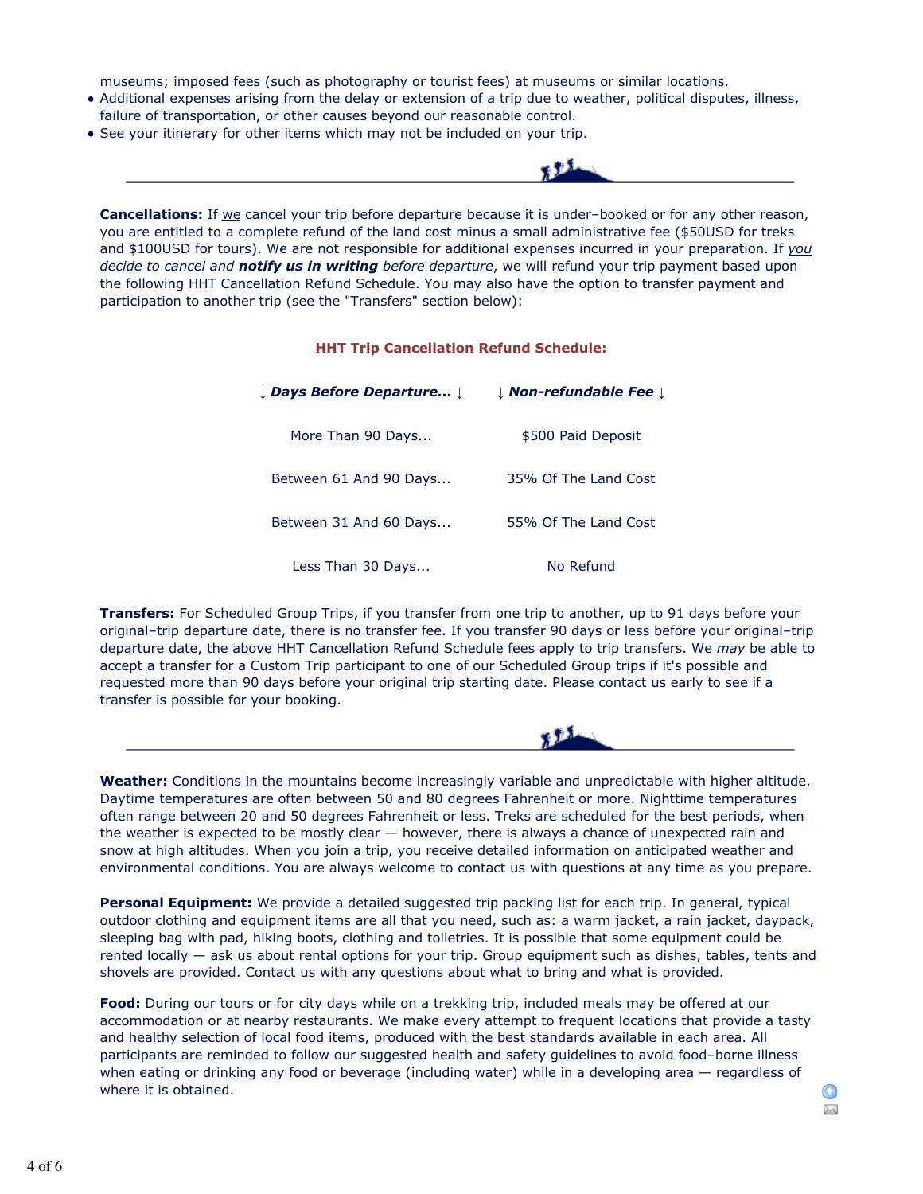museums; imposed fees (such as photography or tourist fees) at museums or similar locations.

- Additional expenses arising from the delay or extension of a trip due to weather, political disputes, illness, failure of transportation, or other causes beyond our reasonable control.
- See your itinerary for other items which may not be included on your trip.

---

**Cancellations:** If we cancel your trip before departure because it is under–booked or for any other reason, you are entitled to a complete refund of the land cost minus a small administrative fee ($50USD for treks and $100USD for tours). We are not responsible for additional expenses incurred in your preparation. If *you decide to cancel and* ***notify us in writing*** *before departure*, we will refund your trip payment based upon the following HHT Cancellation Refund Schedule. You may also have the option to transfer payment and participation to another trip (see the "Transfers" section below):

**HHT Trip Cancellation Refund Schedule:**

| ↓ *Days Before Departure...* ↓ | ↓ *Non-refundable Fee* ↓ |
|---|---|
| More Than 90 Days... | $500 Paid Deposit |
| Between 61 And 90 Days... | 35% Of The Land Cost |
| Between 31 And 60 Days... | 55% Of The Land Cost |
| Less Than 30 Days... | No Refund |

**Transfers:** For Scheduled Group Trips, if you transfer from one trip to another, up to 91 days before your original–trip departure date, there is no transfer fee. If you transfer 90 days or less before your original–trip departure date, the above HHT Cancellation Refund Schedule fees apply to trip transfers. We *may* be able to accept a transfer for a Custom Trip participant to one of our Scheduled Group trips if it's possible and requested more than 90 days before your original trip starting date. Please contact us early to see if a transfer is possible for your booking.

---

**Weather:** Conditions in the mountains become increasingly variable and unpredictable with higher altitude. Daytime temperatures are often between 50 and 80 degrees Fahrenheit or more. Nighttime temperatures often range between 20 and 50 degrees Fahrenheit or less. Treks are scheduled for the best periods, when the weather is expected to be mostly clear — however, there is always a chance of unexpected rain and snow at high altitudes. When you join a trip, you receive detailed information on anticipated weather and environmental conditions. You are always welcome to contact us with questions at any time as you prepare.

**Personal Equipment:** We provide a detailed suggested trip packing list for each trip. In general, typical outdoor clothing and equipment items are all that you need, such as: a warm jacket, a rain jacket, daypack, sleeping bag with pad, hiking boots, clothing and toiletries. It is possible that some equipment could be rented locally — ask us about rental options for your trip. Group equipment such as dishes, tables, tents and shovels are provided. Contact us with any questions about what to bring and what is provided.

**Food:** During our tours or for city days while on a trekking trip, included meals may be offered at our accommodation or at nearby restaurants. We make every attempt to frequent locations that provide a tasty and healthy selection of local food items, produced with the best standards available in each area. All participants are reminded to follow our suggested health and safety guidelines to avoid food–borne illness when eating or drinking any food or beverage (including water) while in a developing area — regardless of where it is obtained.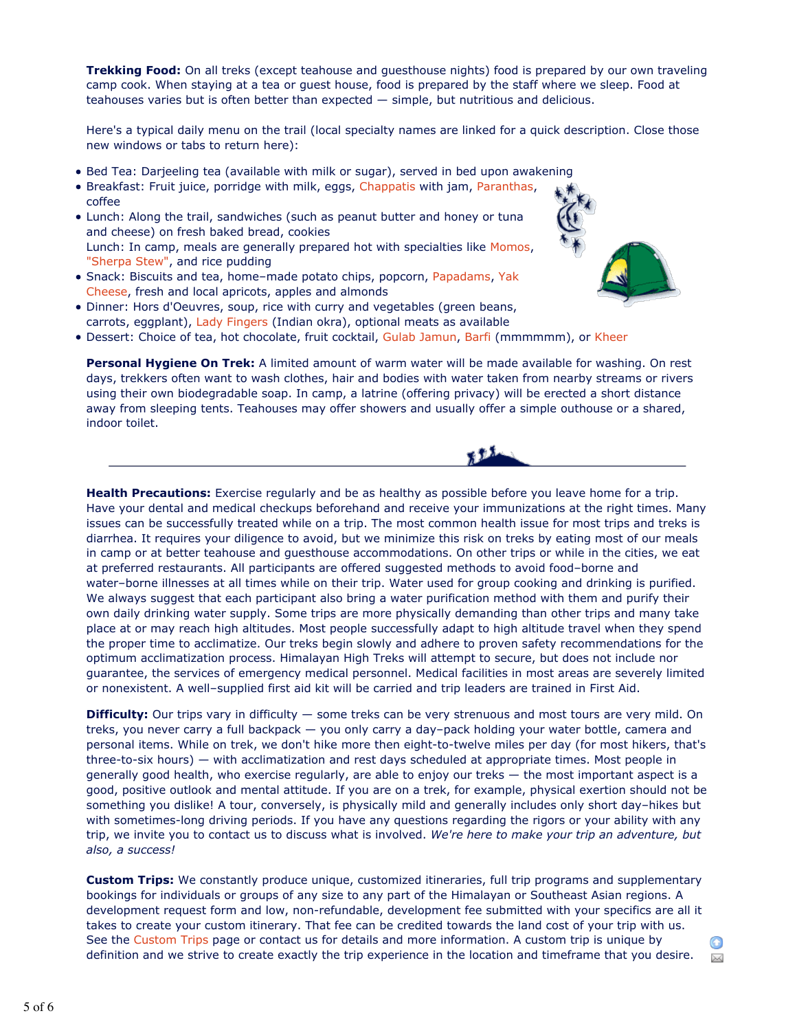**Trekking Food:** On all treks (except teahouse and guesthouse nights) food is prepared by our own traveling camp cook. When staying at a tea or guest house, food is prepared by the staff where we sleep. Food at teahouses varies but is often better than expected — simple, but nutritious and delicious.

Here's a typical daily menu on the trail (local specialty names are linked for a quick description. Close those new windows or tabs to return here):

- Bed Tea: Darjeeling tea (available with milk or sugar), served in bed upon awakening
- Breakfast: Fruit juice, porridge with milk, eggs, Chappatis with jam, Paranthas, coffee
- Lunch: Along the trail, sandwiches (such as peanut butter and honey or tuna and cheese) on fresh baked bread, cookies
  Lunch: In camp, meals are generally prepared hot with specialties like Momos, "Sherpa Stew", and rice pudding
- Snack: Biscuits and tea, home–made potato chips, popcorn, Papadams, Yak Cheese, fresh and local apricots, apples and almonds
- Dinner: Hors d'Oeuvres, soup, rice with curry and vegetables (green beans, carrots, eggplant), Lady Fingers (Indian okra), optional meats as available
- Dessert: Choice of tea, hot chocolate, fruit cocktail, Gulab Jamun, Barfi (mmmmmm), or Kheer

**Personal Hygiene On Trek:** A limited amount of warm water will be made available for washing. On rest days, trekkers often want to wash clothes, hair and bodies with water taken from nearby streams or rivers using their own biodegradable soap. In camp, a latrine (offering privacy) will be erected a short distance away from sleeping tents. Teahouses may offer showers and usually offer a simple outhouse or a shared, indoor toilet.

---

**Health Precautions:** Exercise regularly and be as healthy as possible before you leave home for a trip. Have your dental and medical checkups beforehand and receive your immunizations at the right times. Many issues can be successfully treated while on a trip. The most common health issue for most trips and treks is diarrhea. It requires your diligence to avoid, but we minimize this risk on treks by eating most of our meals in camp or at better teahouse and guesthouse accommodations. On other trips or while in the cities, we eat at preferred restaurants. All participants are offered suggested methods to avoid food–borne and water–borne illnesses at all times while on their trip. Water used for group cooking and drinking is purified. We always suggest that each participant also bring a water purification method with them and purify their own daily drinking water supply. Some trips are more physically demanding than other trips and many take place at or may reach high altitudes. Most people successfully adapt to high altitude travel when they spend the proper time to acclimatize. Our treks begin slowly and adhere to proven safety recommendations for the optimum acclimatization process. Himalayan High Treks will attempt to secure, but does not include nor guarantee, the services of emergency medical personnel. Medical facilities in most areas are severely limited or nonexistent. A well–supplied first aid kit will be carried and trip leaders are trained in First Aid.

**Difficulty:** Our trips vary in difficulty — some treks can be very strenuous and most tours are very mild. On treks, you never carry a full backpack — you only carry a day–pack holding your water bottle, camera and personal items. While on trek, we don't hike more then eight-to-twelve miles per day (for most hikers, that's three-to-six hours) — with acclimatization and rest days scheduled at appropriate times. Most people in generally good health, who exercise regularly, are able to enjoy our treks — the most important aspect is a good, positive outlook and mental attitude. If you are on a trek, for example, physical exertion should not be something you dislike! A tour, conversely, is physically mild and generally includes only short day–hikes but with sometimes-long driving periods. If you have any questions regarding the rigors or your ability with any trip, we invite you to contact us to discuss what is involved. *We're here to make your trip an adventure, but also, a success!*

**Custom Trips:** We constantly produce unique, customized itineraries, full trip programs and supplementary bookings for individuals or groups of any size to any part of the Himalayan or Southeast Asian regions. A development request form and low, non-refundable, development fee submitted with your specifics are all it takes to create your custom itinerary. That fee can be credited towards the land cost of your trip with us. See the Custom Trips page or contact us for details and more information. A custom trip is unique by definition and we strive to create exactly the trip experience in the location and timeframe that you desire.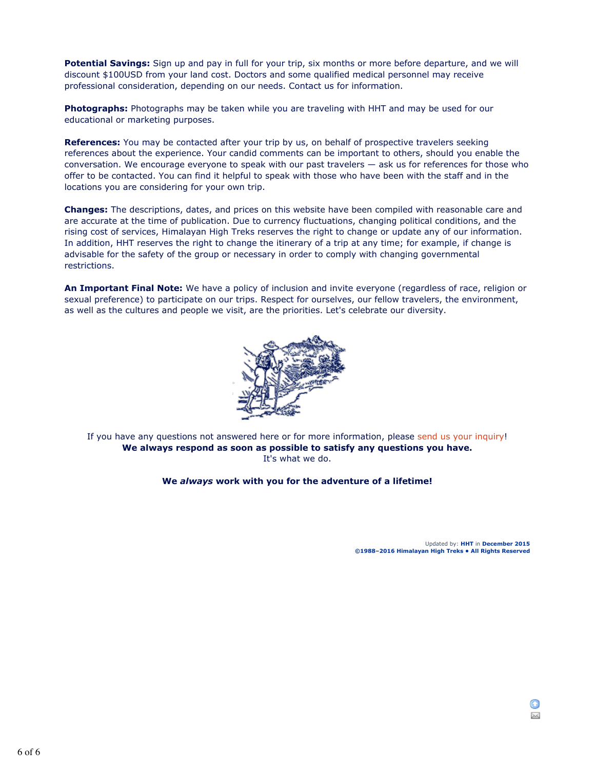**Potential Savings:** Sign up and pay in full for your trip, six months or more before departure, and we will discount $100USD from your land cost. Doctors and some qualified medical personnel may receive professional consideration, depending on our needs. Contact us for information.

**Photographs:** Photographs may be taken while you are traveling with HHT and may be used for our educational or marketing purposes.

**References:** You may be contacted after your trip by us, on behalf of prospective travelers seeking references about the experience. Your candid comments can be important to others, should you enable the conversation. We encourage everyone to speak with our past travelers — ask us for references for those who offer to be contacted. You can find it helpful to speak with those who have been with the staff and in the locations you are considering for your own trip.

**Changes:** The descriptions, dates, and prices on this website have been compiled with reasonable care and are accurate at the time of publication. Due to currency fluctuations, changing political conditions, and the rising cost of services, Himalayan High Treks reserves the right to change or update any of our information. In addition, HHT reserves the right to change the itinerary of a trip at any time; for example, if change is advisable for the safety of the group or necessary in order to comply with changing governmental restrictions.

**An Important Final Note:** We have a policy of inclusion and invite everyone (regardless of race, religion or sexual preference) to participate on our trips. Respect for ourselves, our fellow travelers, the environment, as well as the cultures and people we visit, are the priorities. Let's celebrate our diversity.

If you have any questions not answered here or for more information, please send us your inquiry!
**We always respond as soon as possible to satisfy any questions you have.**
It's what we do.

**We *always* work with you for the adventure of a lifetime!**

Updated by: **HHT** in **December 2015**
**©1988–2016 Himalayan High Treks • All Rights Reserved**